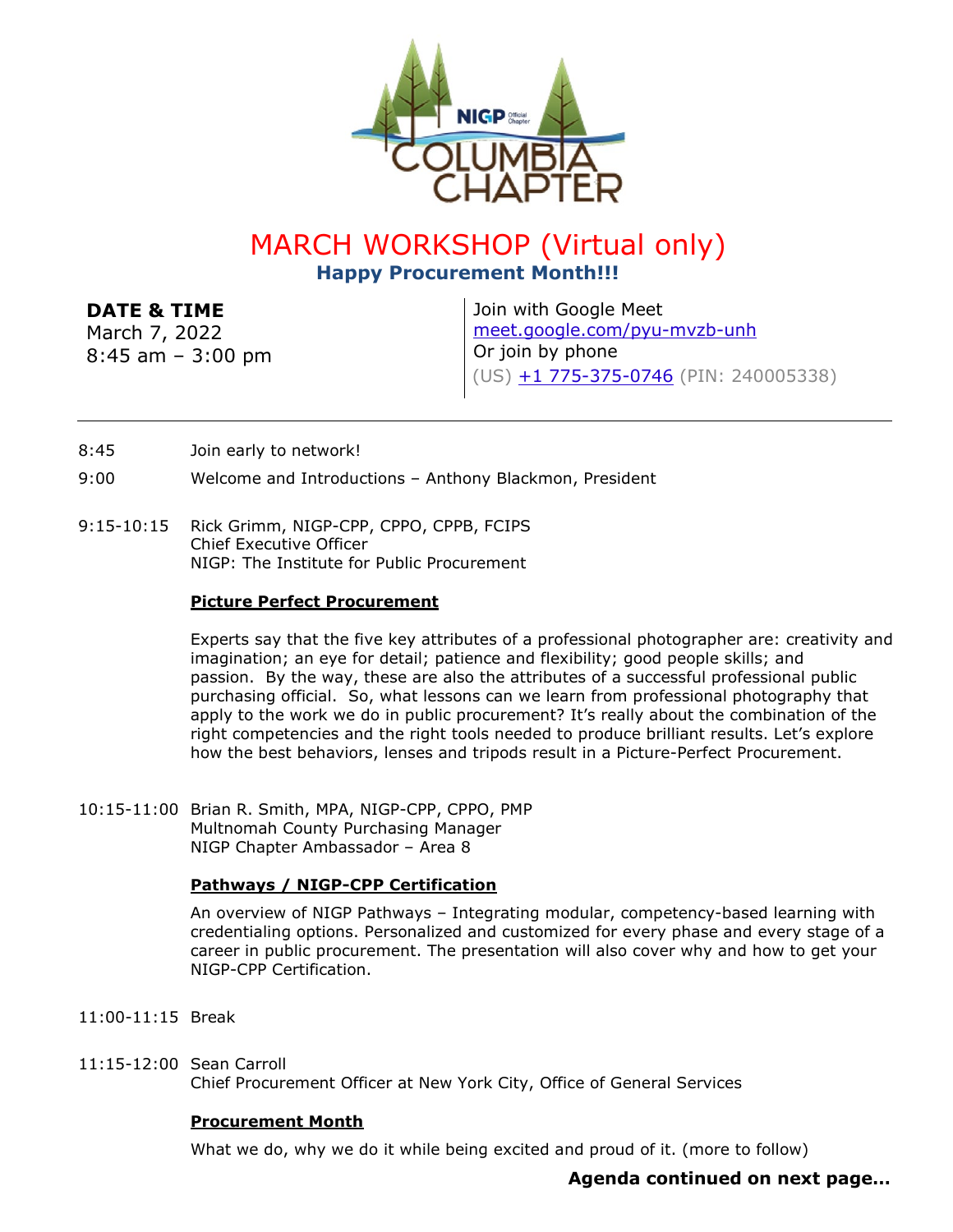# MARCH WORKSHOP (Virtual only)

## Happy Procurement Month!!!

**DATE & TIME**
March 7, 2022
8:45 am – 3:00 pm

Join with Google Meet
meet.google.com/pyu-mvzb-unh
Or join by phone
(US) +1 775-375-0746 (PIN: 240005338)

---

8:45 Join early to network!

9:00 Welcome and Introductions – Anthony Blackmon, President

9:15-10:15 Rick Grimm, NIGP-CPP, CPPO, CPPB, FCIPS
Chief Executive Officer
NIGP: The Institute for Public Procurement

**Picture Perfect Procurement**

Experts say that the five key attributes of a professional photographer are: creativity and imagination; an eye for detail; patience and flexibility; good people skills; and passion. By the way, these are also the attributes of a successful professional public purchasing official. So, what lessons can we learn from professional photography that apply to the work we do in public procurement? It's really about the combination of the right competencies and the right tools needed to produce brilliant results. Let's explore how the best behaviors, lenses and tripods result in a Picture-Perfect Procurement.

10:15-11:00 Brian R. Smith, MPA, NIGP-CPP, CPPO, PMP
Multnomah County Purchasing Manager
NIGP Chapter Ambassador – Area 8

**Pathways / NIGP-CPP Certification**

An overview of NIGP Pathways – Integrating modular, competency-based learning with credentialing options. Personalized and customized for every phase and every stage of a career in public procurement. The presentation will also cover why and how to get your NIGP-CPP Certification.

11:00-11:15 Break

11:15-12:00 Sean Carroll
Chief Procurement Officer at New York City, Office of General Services

**Procurement Month**

What we do, why we do it while being excited and proud of it. (more to follow)

**Agenda continued on next page…**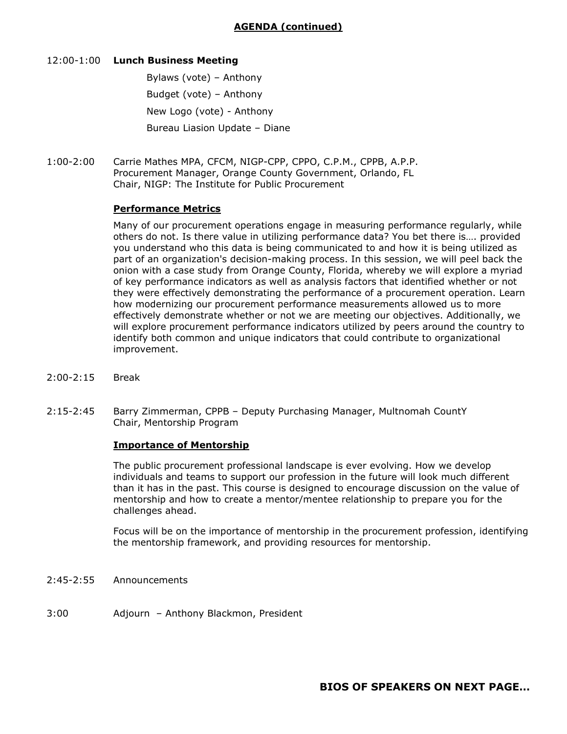## AGENDA (continued)

12:00-1:00 **Lunch Business Meeting**

Bylaws (vote) – Anthony

Budget (vote) – Anthony

New Logo (vote) - Anthony

Bureau Liasion Update – Diane

1:00-2:00 Carrie Mathes MPA, CFCM, NIGP-CPP, CPPO, C.P.M., CPPB, A.P.P.
Procurement Manager, Orange County Government, Orlando, FL
Chair, NIGP: The Institute for Public Procurement

**Performance Metrics**

Many of our procurement operations engage in measuring performance regularly, while others do not. Is there value in utilizing performance data? You bet there is…. provided you understand who this data is being communicated to and how it is being utilized as part of an organization's decision-making process. In this session, we will peel back the onion with a case study from Orange County, Florida, whereby we will explore a myriad of key performance indicators as well as analysis factors that identified whether or not they were effectively demonstrating the performance of a procurement operation. Learn how modernizing our procurement performance measurements allowed us to more effectively demonstrate whether or not we are meeting our objectives. Additionally, we will explore procurement performance indicators utilized by peers around the country to identify both common and unique indicators that could contribute to organizational improvement.

2:00-2:15 Break

2:15-2:45 Barry Zimmerman, CPPB – Deputy Purchasing Manager, Multnomah CountY
Chair, Mentorship Program

**Importance of Mentorship**

The public procurement professional landscape is ever evolving. How we develop individuals and teams to support our profession in the future will look much different than it has in the past. This course is designed to encourage discussion on the value of mentorship and how to create a mentor/mentee relationship to prepare you for the challenges ahead.

Focus will be on the importance of mentorship in the procurement profession, identifying the mentorship framework, and providing resources for mentorship.

2:45-2:55 Announcements

3:00 Adjourn – Anthony Blackmon, President

**BIOS OF SPEAKERS ON NEXT PAGE…**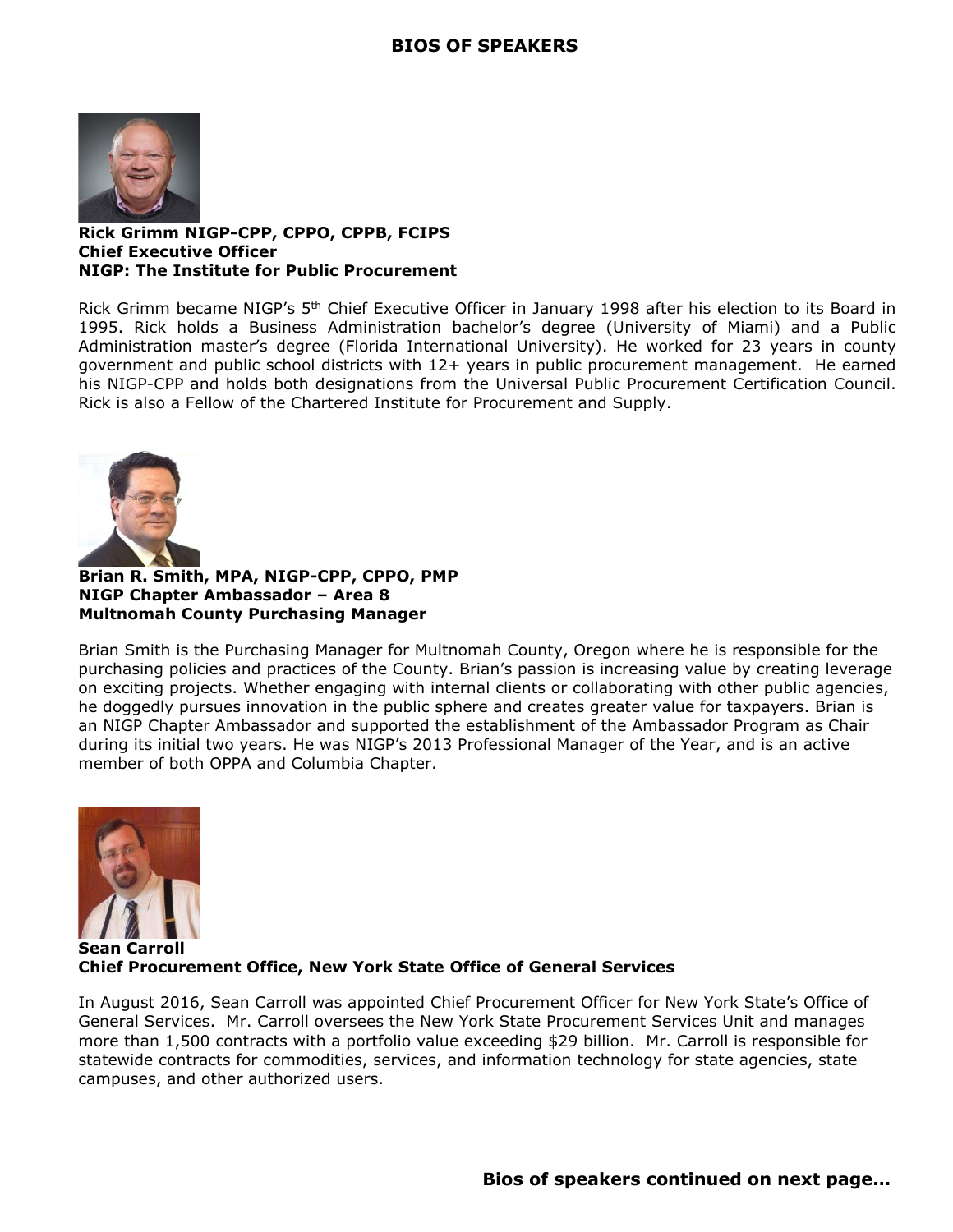## BIOS OF SPEAKERS

**Rick Grimm NIGP-CPP, CPPO, CPPB, FCIPS**
**Chief Executive Officer**
**NIGP: The Institute for Public Procurement**

Rick Grimm became NIGP's 5th Chief Executive Officer in January 1998 after his election to its Board in 1995. Rick holds a Business Administration bachelor's degree (University of Miami) and a Public Administration master's degree (Florida International University). He worked for 23 years in county government and public school districts with 12+ years in public procurement management. He earned his NIGP-CPP and holds both designations from the Universal Public Procurement Certification Council. Rick is also a Fellow of the Chartered Institute for Procurement and Supply.

**Brian R. Smith, MPA, NIGP-CPP, CPPO, PMP**
**NIGP Chapter Ambassador – Area 8**
**Multnomah County Purchasing Manager**

Brian Smith is the Purchasing Manager for Multnomah County, Oregon where he is responsible for the purchasing policies and practices of the County. Brian's passion is increasing value by creating leverage on exciting projects. Whether engaging with internal clients or collaborating with other public agencies, he doggedly pursues innovation in the public sphere and creates greater value for taxpayers. Brian is an NIGP Chapter Ambassador and supported the establishment of the Ambassador Program as Chair during its initial two years. He was NIGP's 2013 Professional Manager of the Year, and is an active member of both OPPA and Columbia Chapter.

**Sean Carroll**
**Chief Procurement Office, New York State Office of General Services**

In August 2016, Sean Carroll was appointed Chief Procurement Officer for New York State's Office of General Services. Mr. Carroll oversees the New York State Procurement Services Unit and manages more than 1,500 contracts with a portfolio value exceeding $29 billion. Mr. Carroll is responsible for statewide contracts for commodities, services, and information technology for state agencies, state campuses, and other authorized users.

**Bios of speakers continued on next page…**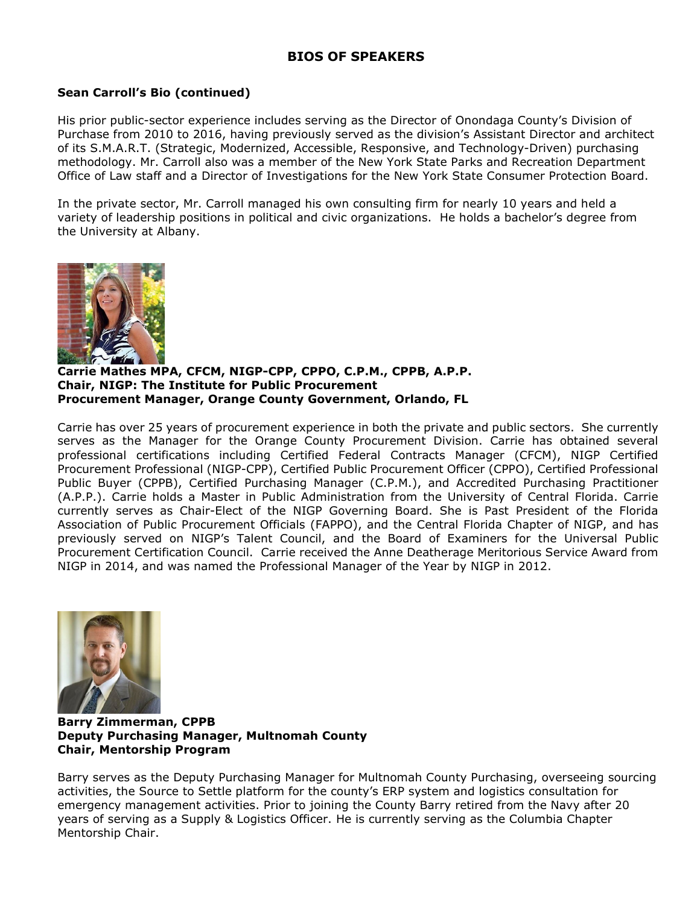## BIOS OF SPEAKERS

**Sean Carroll's Bio (continued)**

His prior public-sector experience includes serving as the Director of Onondaga County's Division of Purchase from 2010 to 2016, having previously served as the division's Assistant Director and architect of its S.M.A.R.T. (Strategic, Modernized, Accessible, Responsive, and Technology-Driven) purchasing methodology. Mr. Carroll also was a member of the New York State Parks and Recreation Department Office of Law staff and a Director of Investigations for the New York State Consumer Protection Board.

In the private sector, Mr. Carroll managed his own consulting firm for nearly 10 years and held a variety of leadership positions in political and civic organizations. He holds a bachelor's degree from the University at Albany.

**Carrie Mathes MPA, CFCM, NIGP-CPP, CPPO, C.P.M., CPPB, A.P.P.**
**Chair, NIGP: The Institute for Public Procurement**
**Procurement Manager, Orange County Government, Orlando, FL**

Carrie has over 25 years of procurement experience in both the private and public sectors. She currently serves as the Manager for the Orange County Procurement Division. Carrie has obtained several professional certifications including Certified Federal Contracts Manager (CFCM), NIGP Certified Procurement Professional (NIGP-CPP), Certified Public Procurement Officer (CPPO), Certified Professional Public Buyer (CPPB), Certified Purchasing Manager (C.P.M.), and Accredited Purchasing Practitioner (A.P.P.). Carrie holds a Master in Public Administration from the University of Central Florida. Carrie currently serves as Chair-Elect of the NIGP Governing Board. She is Past President of the Florida Association of Public Procurement Officials (FAPPO), and the Central Florida Chapter of NIGP, and has previously served on NIGP's Talent Council, and the Board of Examiners for the Universal Public Procurement Certification Council. Carrie received the Anne Deatherage Meritorious Service Award from NIGP in 2014, and was named the Professional Manager of the Year by NIGP in 2012.

**Barry Zimmerman, CPPB**
**Deputy Purchasing Manager, Multnomah County**
**Chair, Mentorship Program**

Barry serves as the Deputy Purchasing Manager for Multnomah County Purchasing, overseeing sourcing activities, the Source to Settle platform for the county's ERP system and logistics consultation for emergency management activities. Prior to joining the County Barry retired from the Navy after 20 years of serving as a Supply & Logistics Officer. He is currently serving as the Columbia Chapter Mentorship Chair.